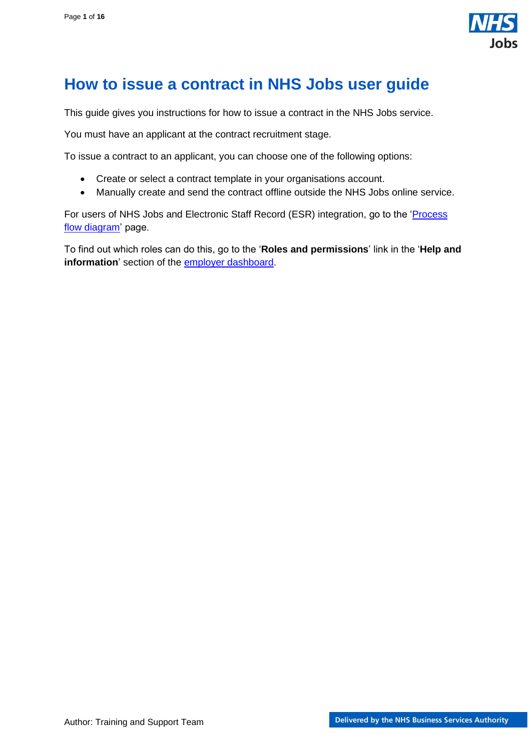# How to issue a contract in NHS Jobs user guide

This guide gives you instructions for how to issue a contract in the NHS Jobs service.

You must have an applicant at the contract recruitment stage.

To issue a contract to an applicant, you can choose one of the following options:

- Create or select a contract template in your organisations account.
- Manually create and send the contract offline outside the NHS Jobs online service.

For users of NHS Jobs and Electronic Staff Record (ESR) integration, go to the 'Process flow diagram' page.

To find out which roles can do this, go to the '**Roles and permissions**' link in the '**Help and information**' section of the employer dashboard.

Author: Training and Support Team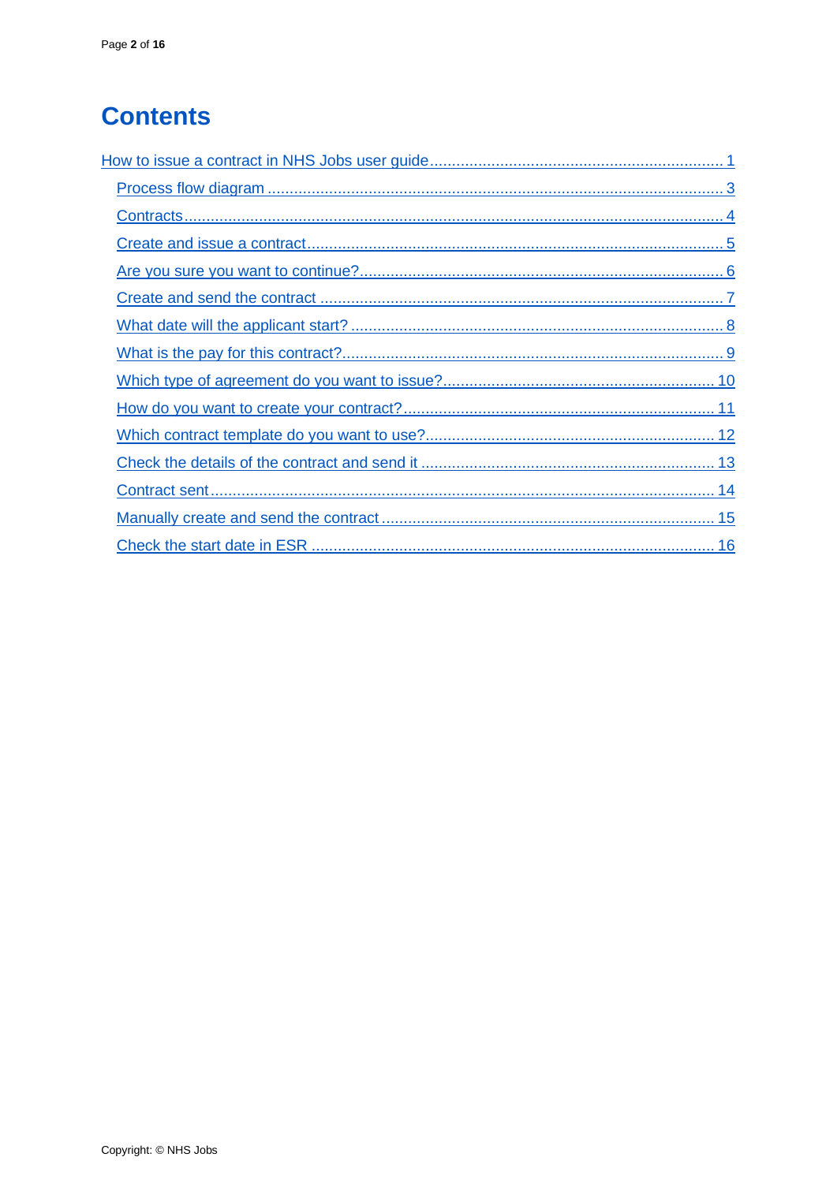# Contents

How to issue a contract in NHS Jobs user guide .......... 1

- Process flow diagram .......... 3
- Contracts .......... 4
- Create and issue a contract .......... 5
- Are you sure you want to continue? .......... 6
- Create and send the contract .......... 7
- What date will the applicant start? .......... 8
- What is the pay for this contract? .......... 9
- Which type of agreement do you want to issue? .......... 10
- How do you want to create your contract? .......... 11
- Which contract template do you want to use? .......... 12
- Check the details of the contract and send it .......... 13
- Contract sent .......... 14
- Manually create and send the contract .......... 15
- Check the start date in ESR .......... 16

Copyright: © NHS Jobs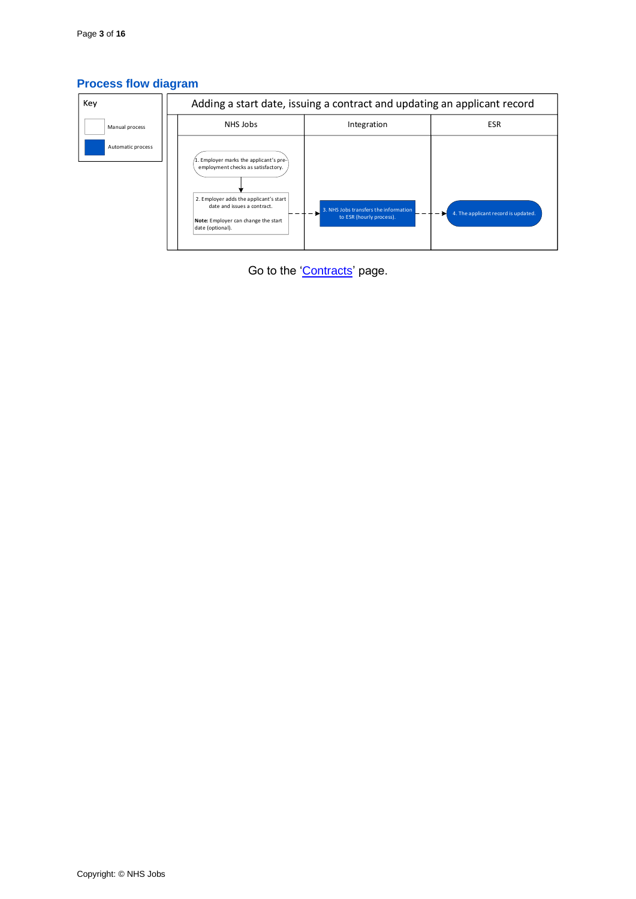## Process flow diagram

| Key | |
|---|---|
| (white) | Manual process |
| (blue) | Automatic process |

**Adding a start date, issuing a contract and updating an applicant record**

| NHS Jobs | Integration | ESR |
|---|---|---|
| 1. Employer marks the applicant's pre-employment checks as satisfactory. | | |
| 2. Employer adds the applicant's start date and issues a contract. **Note:** Employer can change the start date (optional). | 3. NHS Jobs transfers the information to ESR (hourly process). | 4. The applicant record is updated. |

Go to the 'Contracts' page.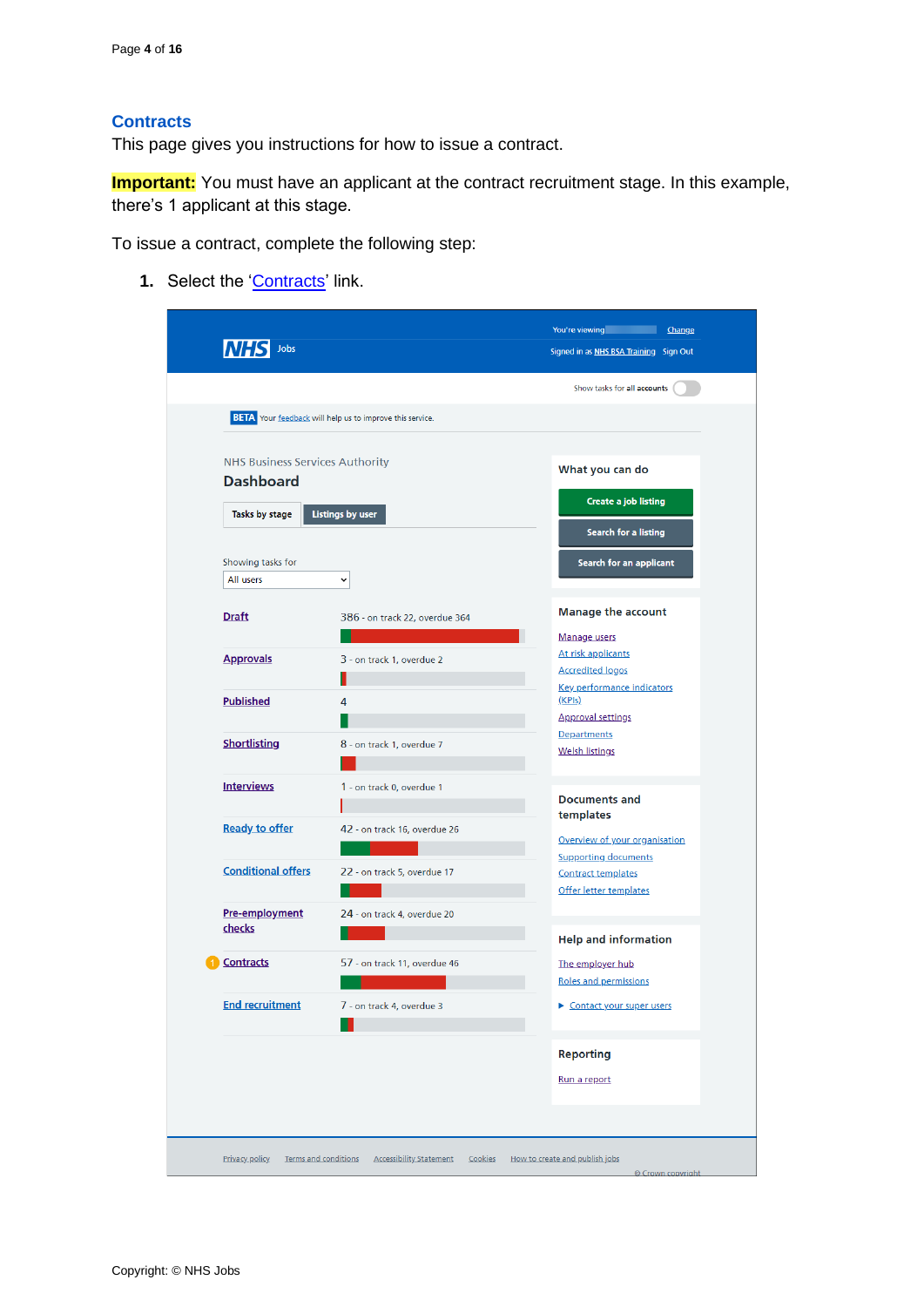## Contracts

This page gives you instructions for how to issue a contract.

**Important:** You must have an applicant at the contract recruitment stage. In this example, there's 1 applicant at this stage.

To issue a contract, complete the following step:

1. Select the 'Contracts' link.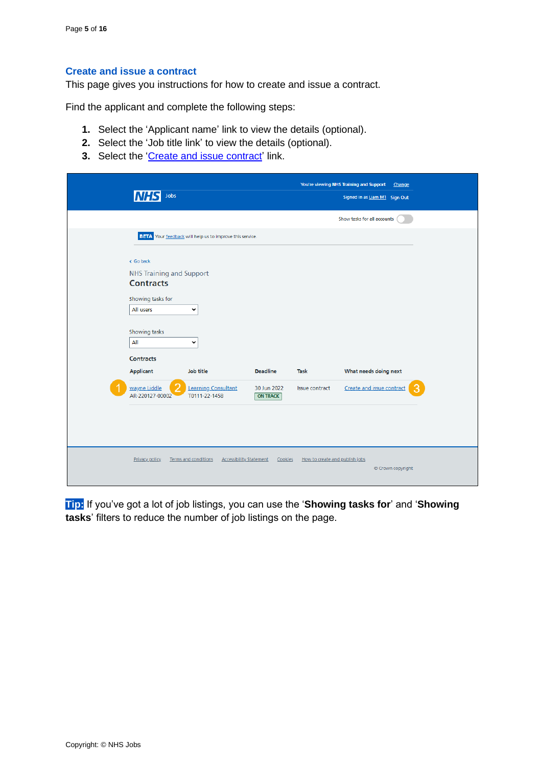## Create and issue a contract

This page gives you instructions for how to create and issue a contract.

Find the applicant and complete the following steps:

1. Select the ‘Applicant name’ link to view the details (optional).
2. Select the ‘Job title link’ to view the details (optional).
3. Select the ‘Create and issue contract’ link.

**Tip:** If you’ve got a lot of job listings, you can use the ‘**Showing tasks for**’ and ‘**Showing tasks**’ filters to reduce the number of job listings on the page.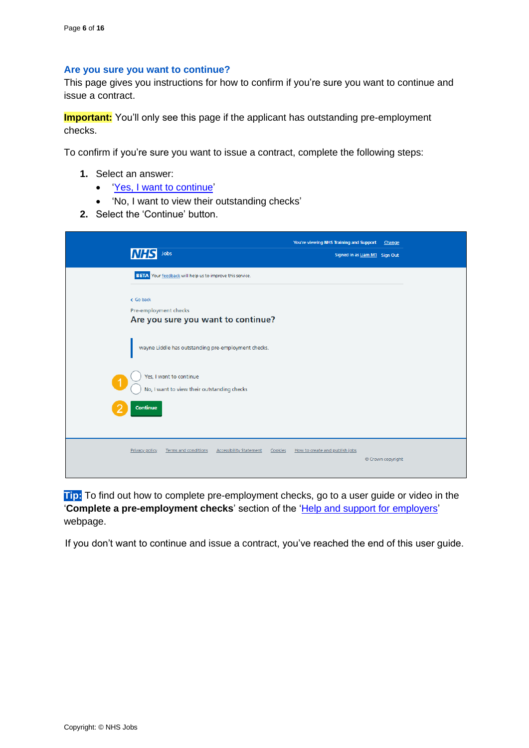## Are you sure you want to continue?

This page gives you instructions for how to confirm if you're sure you want to continue and issue a contract.

**Important:** You'll only see this page if the applicant has outstanding pre-employment checks.

To confirm if you're sure you want to issue a contract, complete the following steps:

1. Select an answer:
   - '[Yes, I want to continue](#)'
   - 'No, I want to view their outstanding checks'
2. Select the 'Continue' button.

**Tip:** To find out how to complete pre-employment checks, go to a user guide or video in the '**Complete a pre-employment checks**' section of the '[Help and support for employers](#)' webpage.

If you don't want to continue and issue a contract, you've reached the end of this user guide.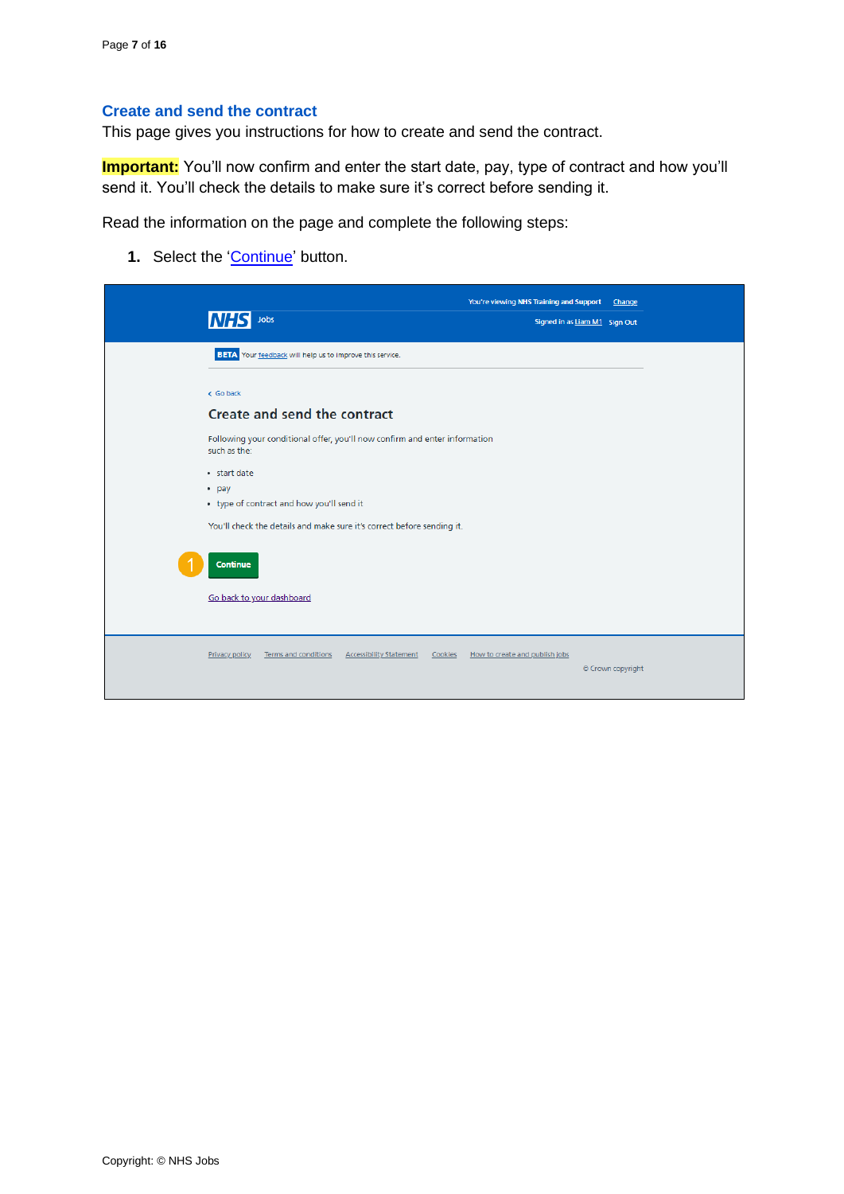## Create and send the contract

This page gives you instructions for how to create and send the contract.

**Important:** You'll now confirm and enter the start date, pay, type of contract and how you'll send it. You'll check the details to make sure it's correct before sending it.

Read the information on the page and complete the following steps:

1. Select the 'Continue' button.

You're viewing NHS Training and Support Change

NHS Jobs

Signed in as Liam M1 Sign Out

BETA Your feedback will help us to improve this service.

Go back

### Create and send the contract

Following your conditional offer, you'll now confirm and enter information such as the:

- start date
- pay
- type of contract and how you'll send it

You'll check the details and make sure it's correct before sending it.

Continue

Go back to your dashboard

Privacy policy Terms and conditions Accessibility Statement Cookies How to create and publish jobs

© Crown copyright

Copyright: © NHS Jobs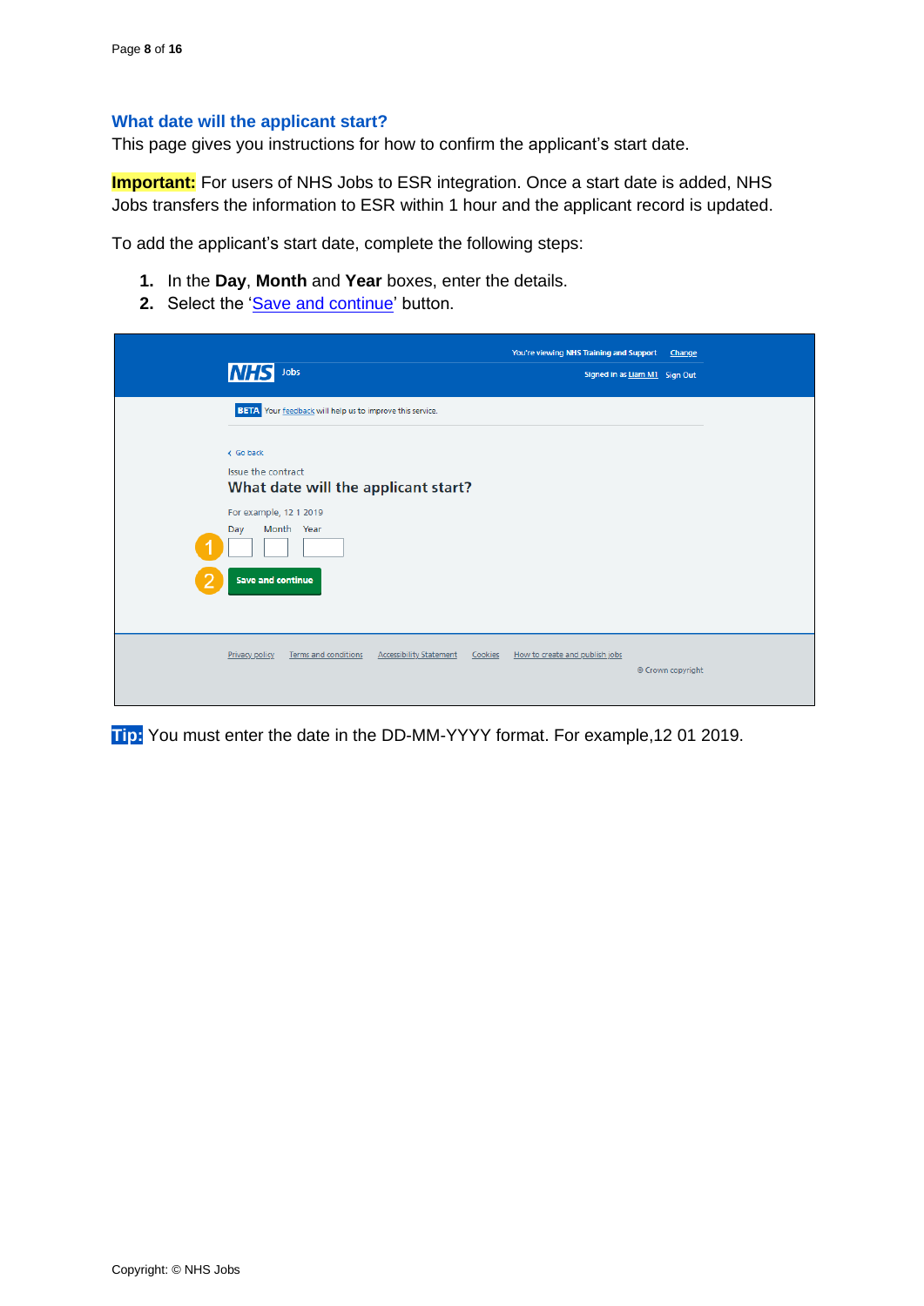## What date will the applicant start?

This page gives you instructions for how to confirm the applicant's start date.

**Important:** For users of NHS Jobs to ESR integration. Once a start date is added, NHS Jobs transfers the information to ESR within 1 hour and the applicant record is updated.

To add the applicant's start date, complete the following steps:

1. In the **Day**, **Month** and **Year** boxes, enter the details.
2. Select the 'Save and continue' button.

**Tip:** You must enter the date in the DD-MM-YYYY format. For example,12 01 2019.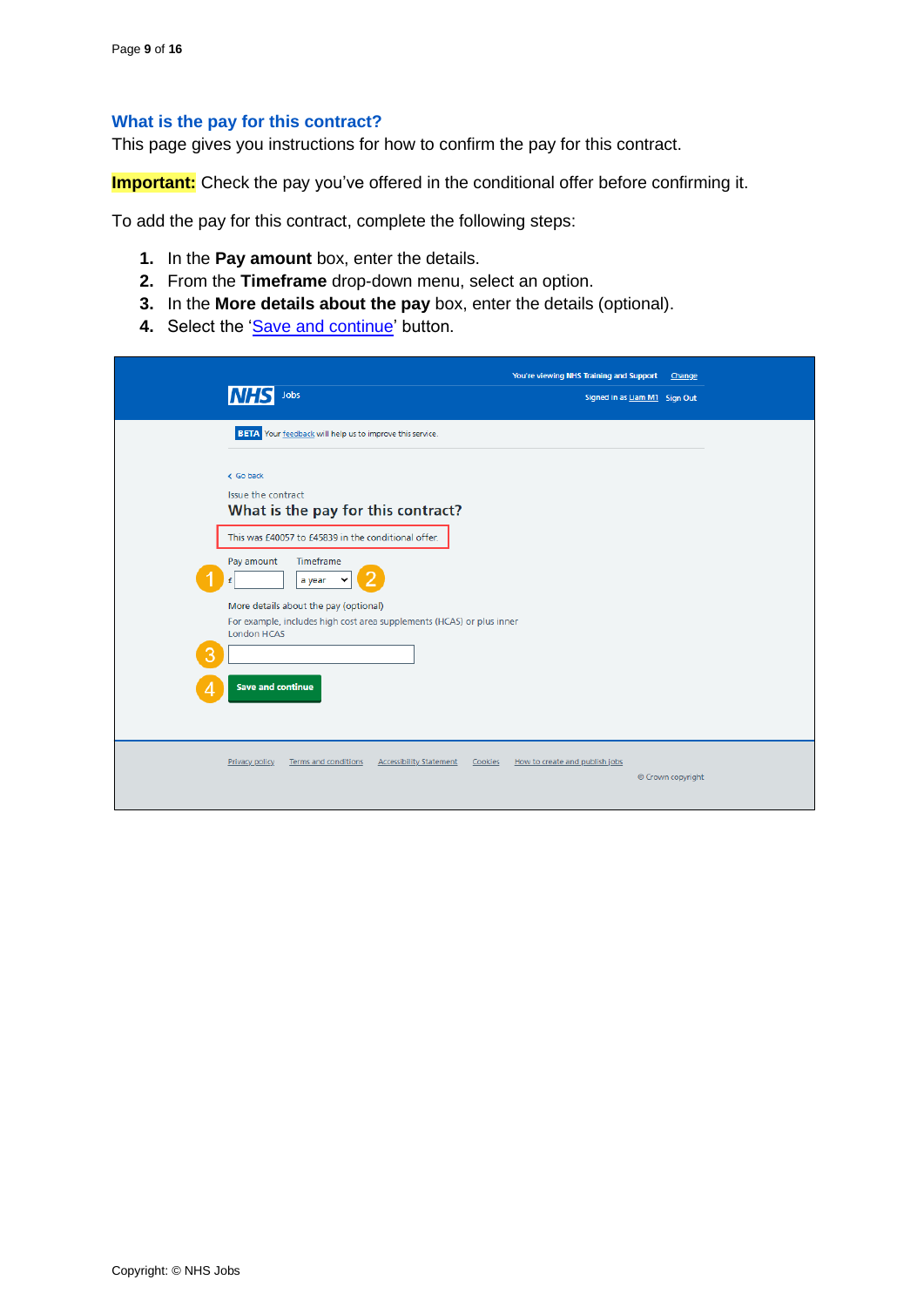## What is the pay for this contract?

This page gives you instructions for how to confirm the pay for this contract.

**Important:** Check the pay you've offered in the conditional offer before confirming it.

To add the pay for this contract, complete the following steps:

1. In the **Pay amount** box, enter the details.
2. From the **Timeframe** drop-down menu, select an option.
3. In the **More details about the pay** box, enter the details (optional).
4. Select the 'Save and continue' button.

You're viewing NHS Training and Support Change

NHS Jobs

Signed in as Liam M1 Sign Out

BETA Your feedback will help us to improve this service.

< Go back

Issue the contract

What is the pay for this contract?

This was £40057 to £45839 in the conditional offer.

Pay amount

£

Timeframe

a year

More details about the pay (optional)

For example, includes high cost area supplements (HCAS) or plus inner London HCAS

Save and continue

Privacy policy Terms and conditions Accessibility Statement Cookies How to create and publish jobs

© Crown copyright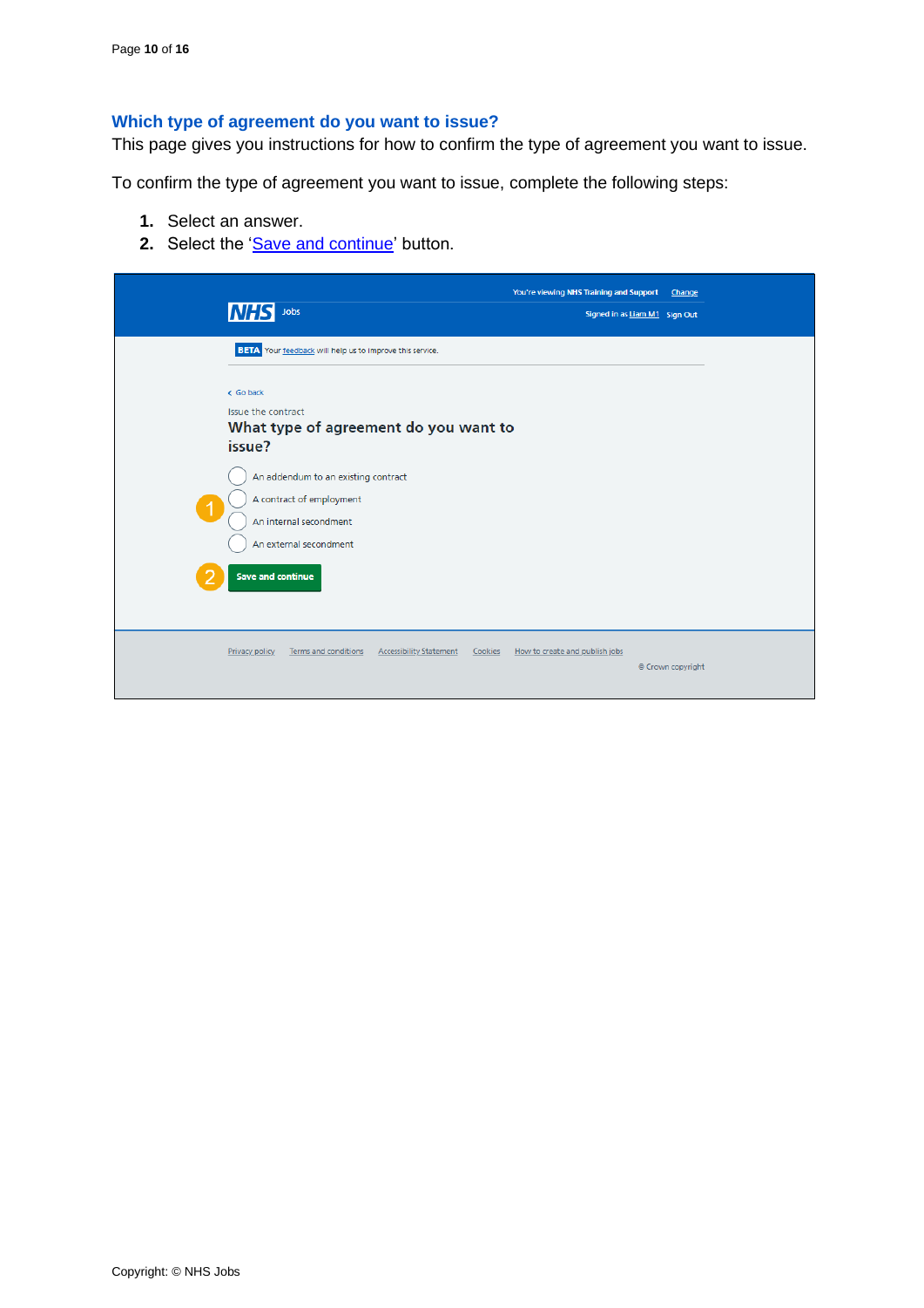## Which type of agreement do you want to issue?

This page gives you instructions for how to confirm the type of agreement you want to issue.

To confirm the type of agreement you want to issue, complete the following steps:

1. Select an answer.
2. Select the 'Save and continue' button.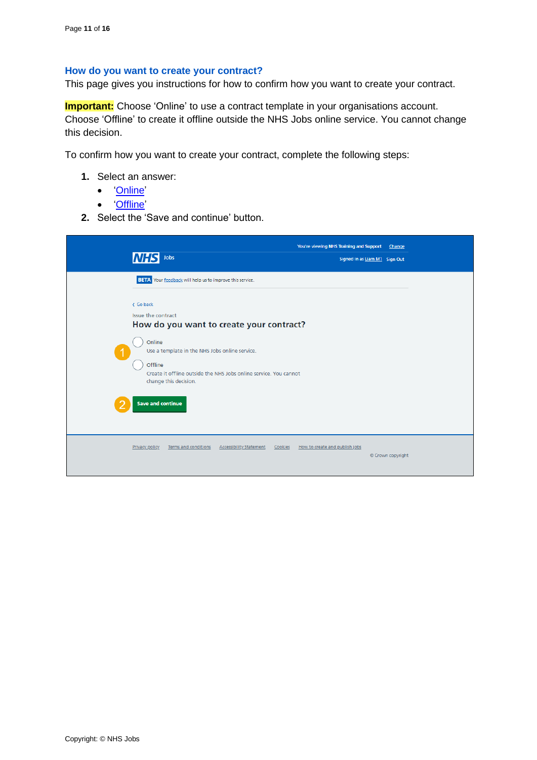## How do you want to create your contract?

This page gives you instructions for how to confirm how you want to create your contract.

**Important:** Choose 'Online' to use a contract template in your organisations account. Choose 'Offline' to create it offline outside the NHS Jobs online service. You cannot change this decision.

To confirm how you want to create your contract, complete the following steps:

1. Select an answer:
   - 'Online'
   - 'Offline'
2. Select the 'Save and continue' button.

You're viewing NHS Training and Support Change

NHS Jobs

Signed in as Liam M1 Sign Out

BETA Your feedback will help us to improve this service.

Go back

Issue the contract

How do you want to create your contract?

1. Online
   Use a template in the NHS Jobs online service.

   Offline
   Create it offline outside the NHS Jobs online service. You cannot change this decision.

2. Save and continue

Privacy policy Terms and conditions Accessibility Statement Cookies How to create and publish jobs

© Crown copyright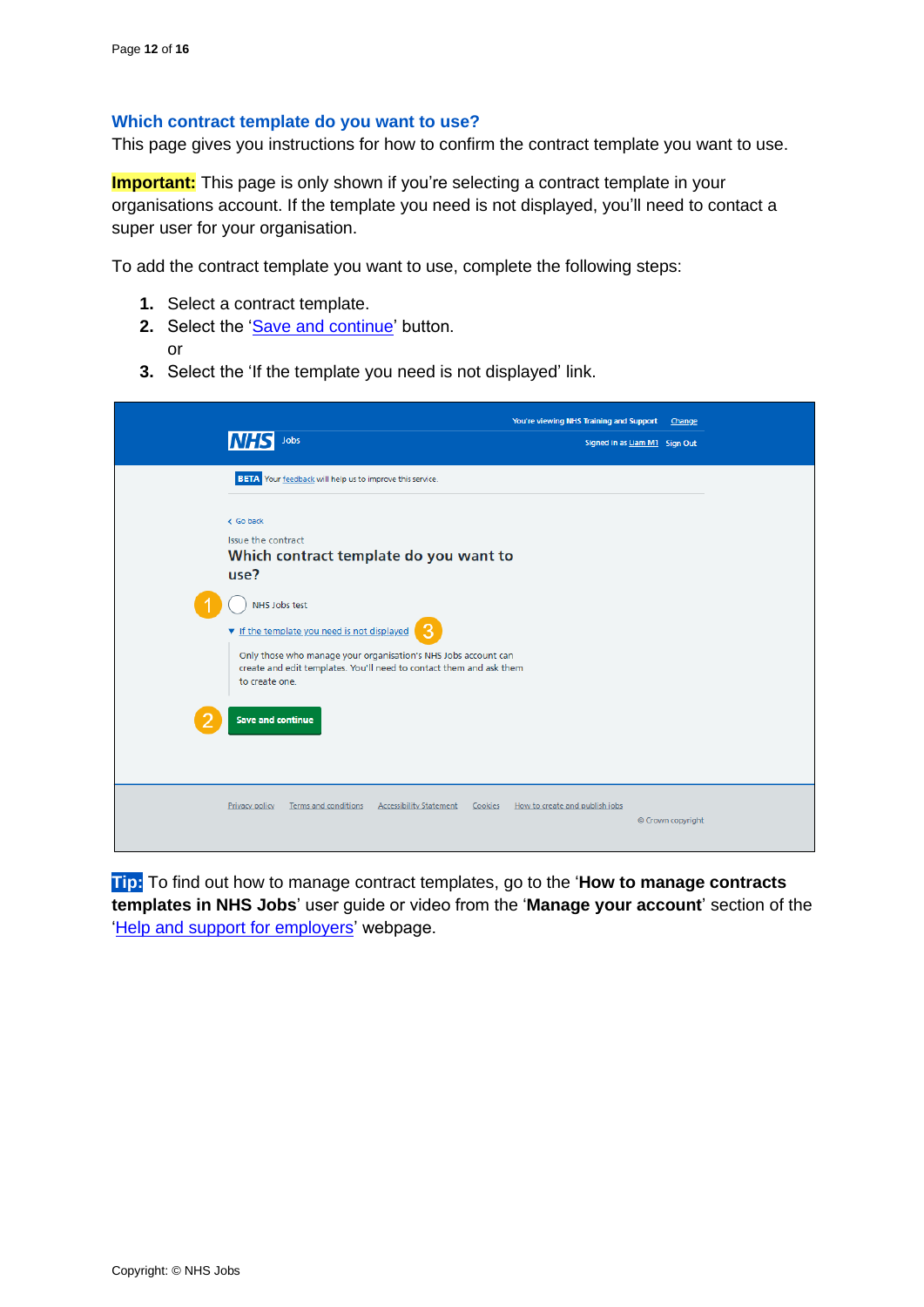## Which contract template do you want to use?

This page gives you instructions for how to confirm the contract template you want to use.

**Important:** This page is only shown if you're selecting a contract template in your organisations account. If the template you need is not displayed, you'll need to contact a super user for your organisation.

To add the contract template you want to use, complete the following steps:

1. Select a contract template.
2. Select the 'Save and continue' button.
   or
3. Select the 'If the template you need is not displayed' link.

**Tip:** To find out how to manage contract templates, go to the '**How to manage contracts templates in NHS Jobs**' user guide or video from the '**Manage your account**' section of the 'Help and support for employers' webpage.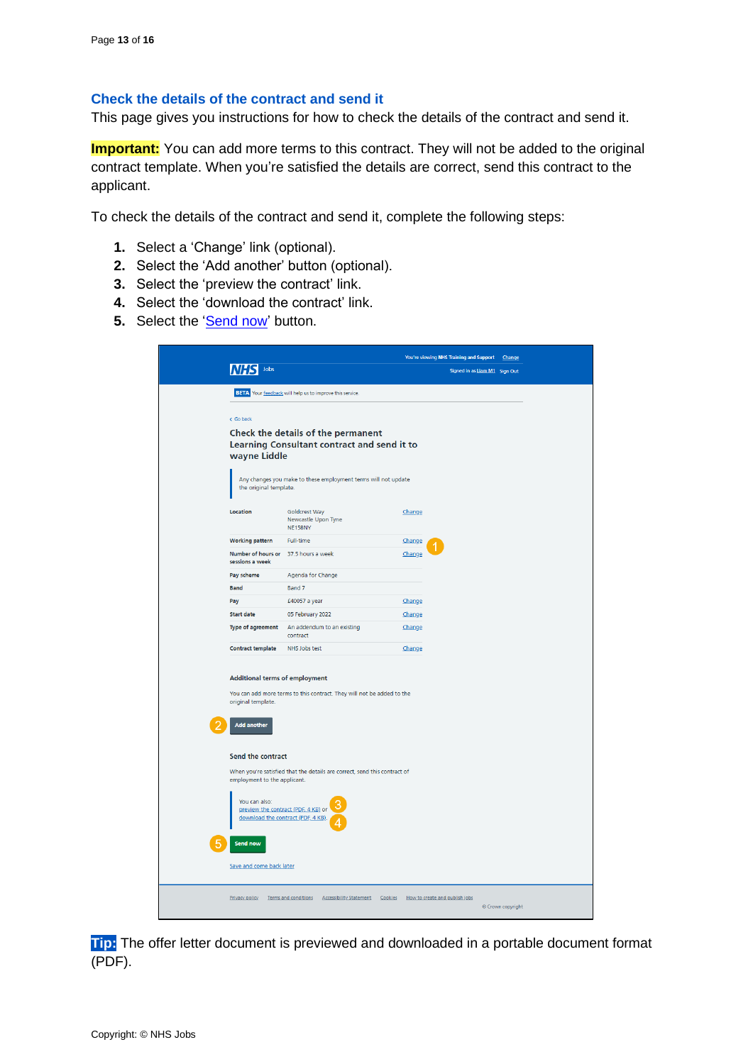## Check the details of the contract and send it

This page gives you instructions for how to check the details of the contract and send it.

**Important:** You can add more terms to this contract. They will not be added to the original contract template. When you're satisfied the details are correct, send this contract to the applicant.

To check the details of the contract and send it, complete the following steps:

1. Select a 'Change' link (optional).
2. Select the 'Add another' button (optional).
3. Select the 'preview the contract' link.
4. Select the 'download the contract' link.
5. Select the 'Send now' button.

**Tip:** The offer letter document is previewed and downloaded in a portable document format (PDF).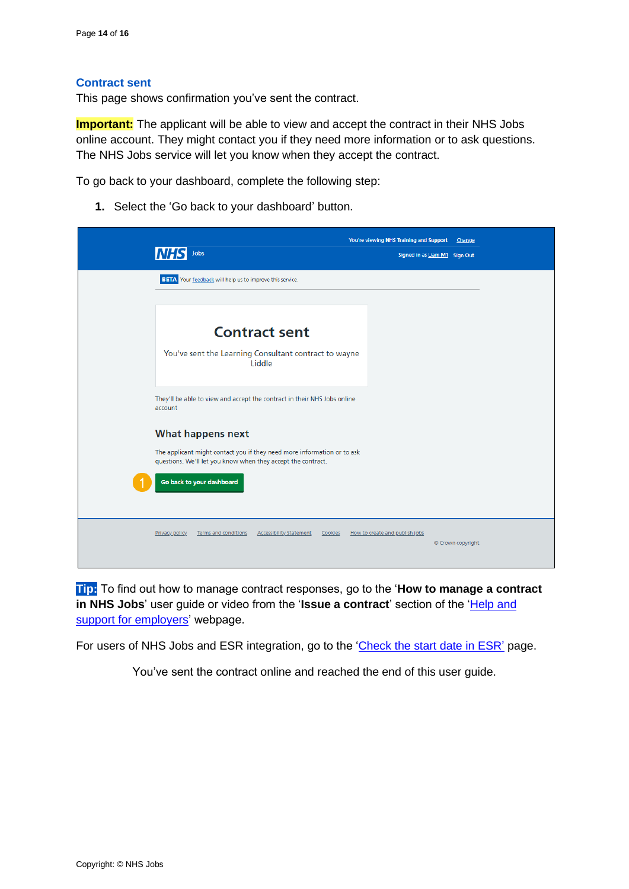## Contract sent

This page shows confirmation you've sent the contract.

**Important:** The applicant will be able to view and accept the contract in their NHS Jobs online account. They might contact you if they need more information or to ask questions. The NHS Jobs service will let you know when they accept the contract.

To go back to your dashboard, complete the following step:

1. Select the 'Go back to your dashboard' button.

**Tip:** To find out how to manage contract responses, go to the '**How to manage a contract in NHS Jobs**' user guide or video from the '**Issue a contract**' section of the '[Help and support for employers](Help and support for employers)' webpage.

For users of NHS Jobs and ESR integration, go to the '[Check the start date in ESR](Check the start date in ESR)' page.

You've sent the contract online and reached the end of this user guide.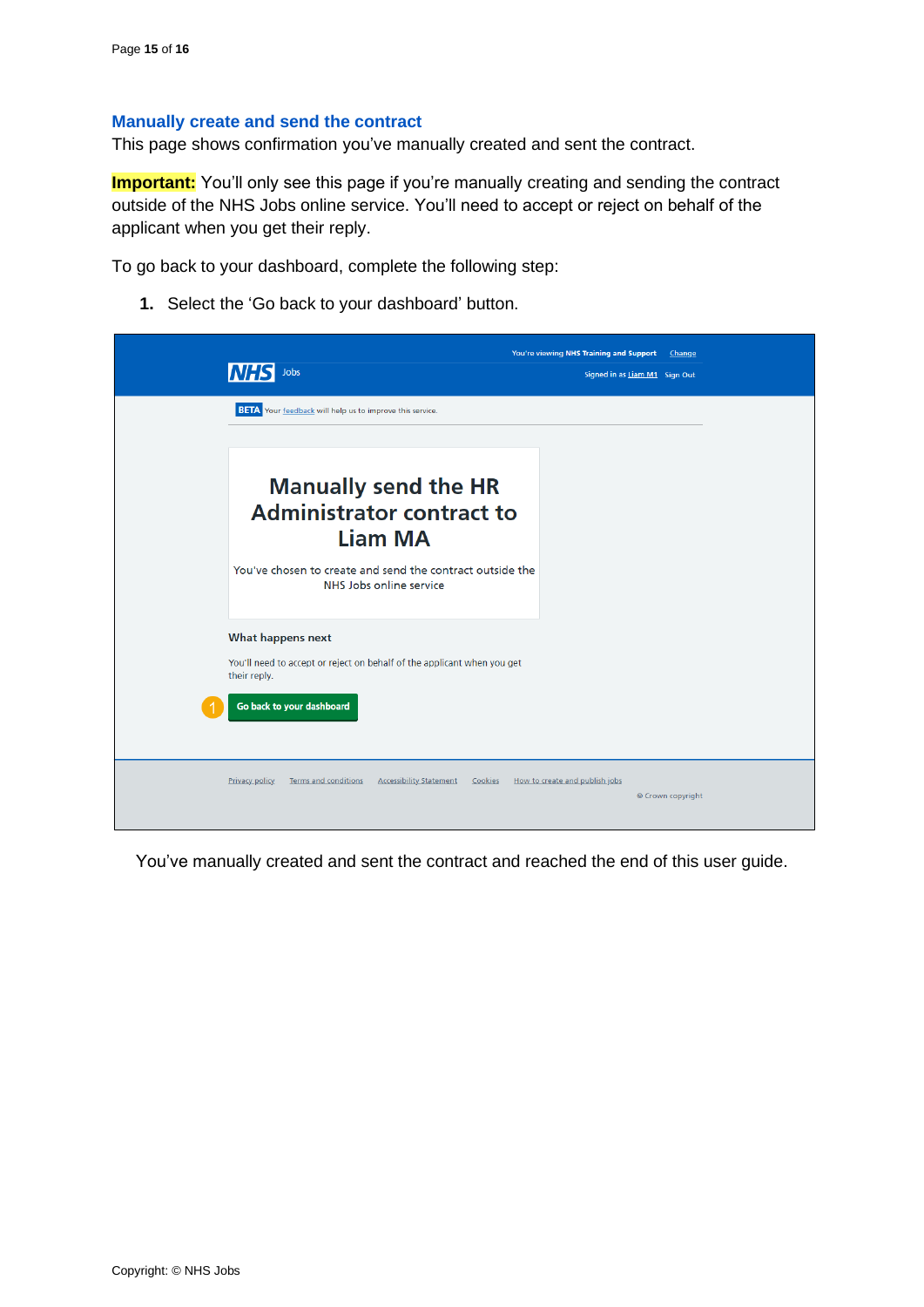## Manually create and send the contract

This page shows confirmation you've manually created and sent the contract.

**Important:** You'll only see this page if you're manually creating and sending the contract outside of the NHS Jobs online service. You'll need to accept or reject on behalf of the applicant when you get their reply.

To go back to your dashboard, complete the following step:

1. Select the 'Go back to your dashboard' button.

You've manually created and sent the contract and reached the end of this user guide.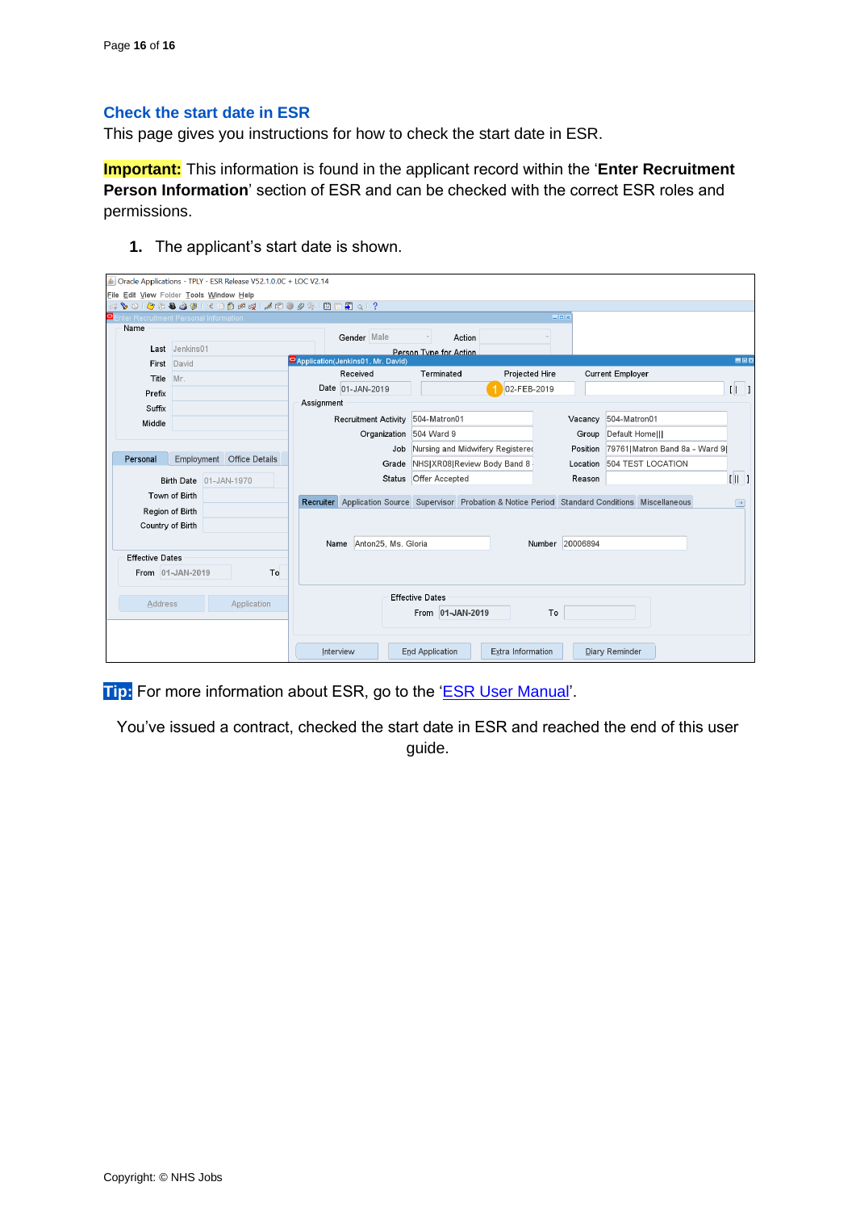## Check the start date in ESR

This page gives you instructions for how to check the start date in ESR.

**Important:** This information is found in the applicant record within the '**Enter Recruitment Person Information**' section of ESR and can be checked with the correct ESR roles and permissions.

1. The applicant's start date is shown.

**Tip:** For more information about ESR, go to the 'ESR User Manual'.

You've issued a contract, checked the start date in ESR and reached the end of this user guide.

Copyright: © NHS Jobs